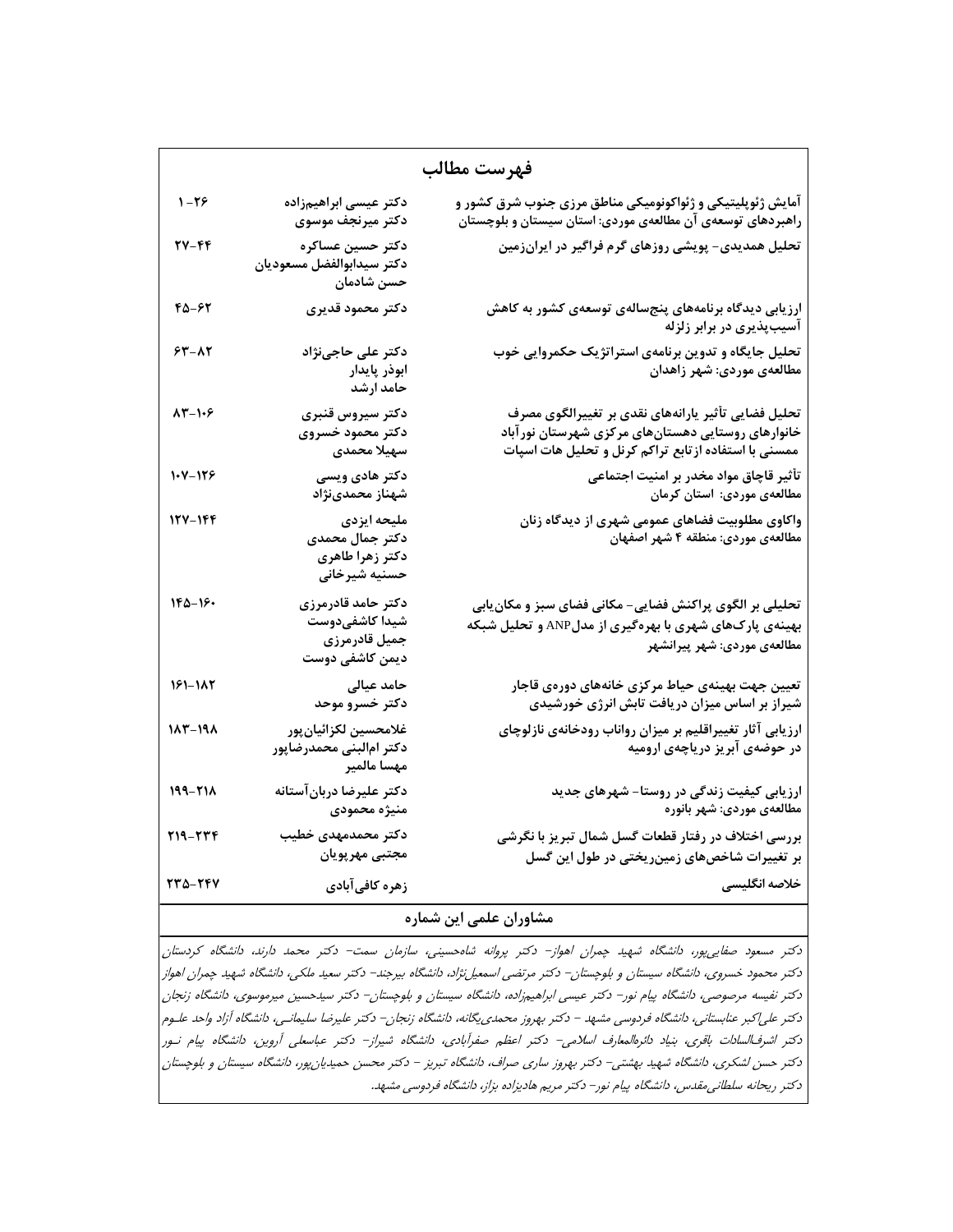# فهرست مطالب

| عنوان | نویسندگان | صفحه |
| --- | --- | --- |
| آمایش ژئوپلیتیکی و ژئواکونومیکی مناطق مرزی جنوب شرق کشور و راهبردهای توسعه‌ی آن مطالعه‌ی موردی: استان سیستان و بلوچستان | دکتر عیسی ابراهیم‌زاده<br>دکتر میرنجف موسوی | ۱-۲۶ |
| تحلیل همدیدی- پویشی روزهای گرم فراگیر در ایران‌زمین | دکتر حسین عساکره<br>دکتر سیدابوالفضل مسعودیان<br>حسن شادمان | ۲۷-۴۴ |
| ارزیابی دیدگاه برنامه‌های پنج‌ساله‌ی توسعه‌ی کشور به کاهش آسیب‌پذیری در برابر زلزله | دکتر محمود قدیری | ۴۵-۶۲ |
| تحلیل جایگاه و تدوین برنامه‌ی استراتژیک حکمروایی خوب مطالعه‌ی موردی: شهر زاهدان | دکتر علی حاجی‌نژاد<br>ابوذر پایدار<br>حامد ارشد | ۶۳-۸۲ |
| تحلیل فضایی تأثیر یارانه‌های نقدی بر تغییرالگوی مصرف خانوارهای روستایی دهستان‌های مرکزی شهرستان نورآباد ممسنی با استفاده ازتابع تراکم کرنل و تحلیل هات اسپات | دکتر سیروس قنبری<br>دکتر محمود خسروی<br>سهیلا محمدی | ۸۳-۱۰۶ |
| تأثیر قاچاق مواد مخدر بر امنیت اجتماعی مطالعه‌ی موردی: استان کرمان | دکتر هادی ویسی<br>شهناز محمدی‌نژاد | ۱۰۷-۱۲۶ |
| واکاوی مطلوبیت فضاهای عمومی شهری از دیدگاه زنان مطالعه‌ی موردی: منطقه ۴ شهر اصفهان | ملیحه ایزدی<br>دکتر جمال محمدی<br>دکتر زهرا طاهری<br>حسنیه شیرخانی | ۱۲۷-۱۴۴ |
| تحلیلی بر الگوی پراکنش فضایی- مکانی فضای سبز و مکان‌یابی بهینه‌ی پارک‌های شهری با بهره‌گیری از مدلANP و تحلیل شبکه مطالعه‌ی موردی: شهر پیرانشهر | دکتر حامد قادرمرزی<br>شیدا کاشفی‌دوست<br>جمیل قادرمرزی<br>دیمن کاشفی دوست | ۱۴۵-۱۶۰ |
| تعیین جهت بهینه‌ی حیاط مرکزی خانه‌های دوره‌ی قاجار شیراز بر اساس میزان دریافت تابش انرژی خورشیدی | حامد عیالی<br>دکتر خسرو موحد | ۱۶۱-۱۸۲ |
| ارزیابی آثار تغییراقلیم بر میزان رواناب رودخانه‌ی نازلوچای در حوضه‌ی آبریز دریاچه‌ی ارومیه | غلامحسین لکزائیان‌پور<br>دکتر ام‌البنی محمدرضاپور<br>مهسا مالمیر | ۱۸۳-۱۹۸ |
| ارزیابی کیفیت زندگی در روستا- شهرهای جدید مطالعه‌ی موردی: شهر بانوره | دکتر علیرضا دربان‌آستانه<br>منیژه محمودی | ۱۹۹-۲۱۸ |
| بررسی اختلاف در رفتار قطعات گسل شمال تبریز با نگرشی بر تغییرات شاخص‌های زمین‌ریختی در طول این گسل | دکتر محمدمهدی خطیب<br>مجتبی مهرپویان | ۲۱۹-۲۳۴ |
| خلاصه انگلیسی | زهره کافی‌آبادی | ۲۳۵-۲۴۷ |

## مشاوران علمی این شماره

*دکتر مسعود صفایی‌پور، دانشگاه شهید چمران اهواز- دکتر پروانه شاه‌حسینی، سازمان سمت- دکتر محمد دارند، دانشگاه کردستان دکتر محمود خسروی، دانشگاه سیستان و بلوچستان- دکتر مرتضی اسمعیل‌نژاد، دانشگاه بیرجند- دکتر سعید ملکی، دانشگاه شهید چمران اهواز دکتر نفیسه مرصوصی، دانشگاه پیام نور- دکتر عیسی ابراهیم‌زاده، دانشگاه سیستان و بلوچستان- دکتر سیدحسین میرموسوی، دانشگاه زنجان دکتر علی‌اکبر عنابستانی، دانشگاه فردوسی مشهد - دکتر بهروز محمدی‌یگانه، دانشگاه زنجان- دکتر علیرضا سلیمانی، دانشگاه آزاد واحد علوم دکتر اشرف‌السادات باقری، بنیاد دائره‌المعارف اسلامی- دکتر اعظم صفرآبادی، دانشگاه شیراز- دکتر عباسعلی آروین، دانشگاه پیام نور دکتر حسن لشکری، دانشگاه شهید بهشتی- دکتر بهروز ساری صراف، دانشگاه تبریز - دکتر محسن حمیدیان‌پور، دانشگاه سیستان و بلوچستان دکتر ریحانه سلطانی‌مقدس، دانشگاه پیام نور- دکتر مریم هادیزاده بزاز، دانشگاه فردوسی مشهد.*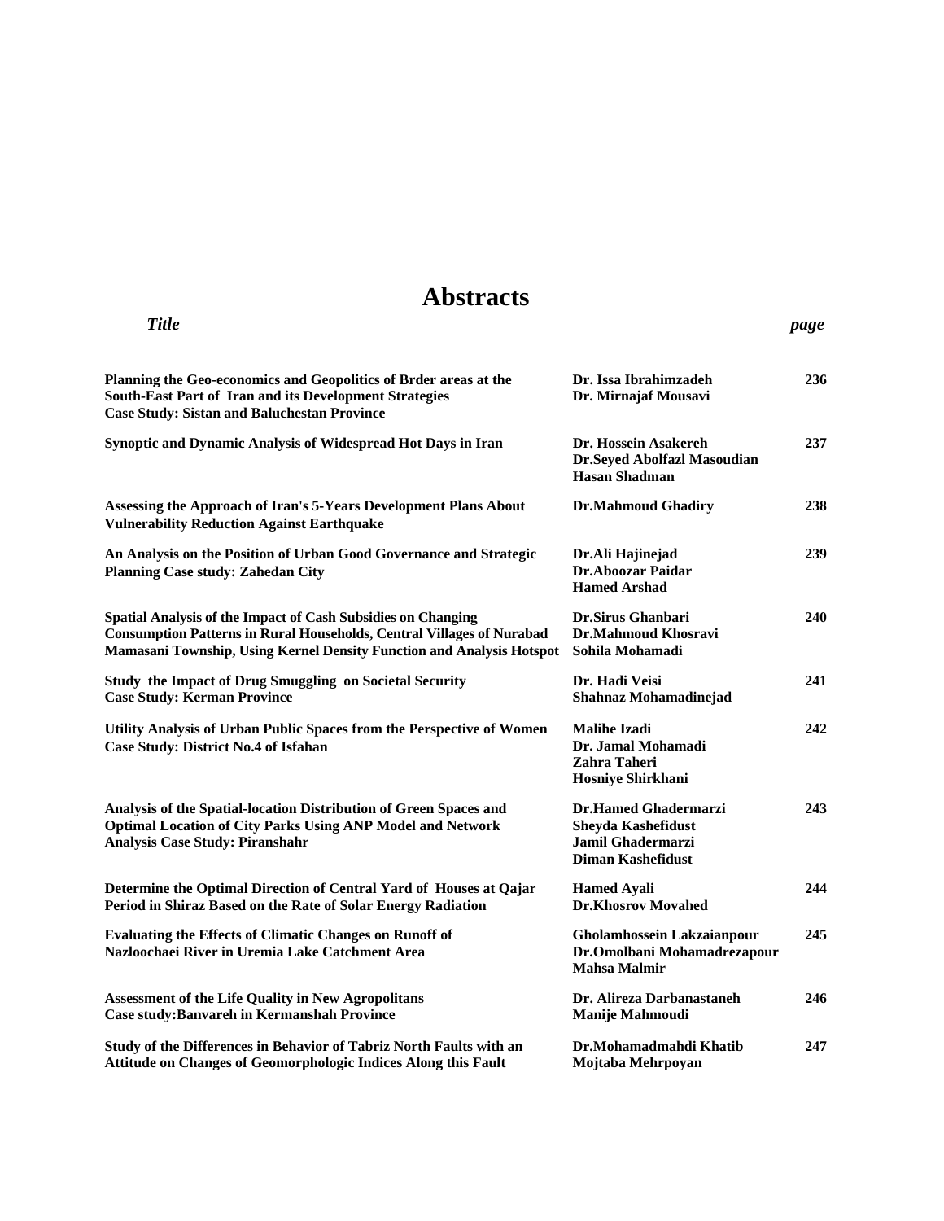# Abstracts

| *Title* | | *page* |
|---|---|---|
| **Planning the Geo-economics and Geopolitics of Brder areas at the South-East Part of Iran and its Development Strategies Case Study: Sistan and Baluchestan Province** | **Dr. Issa Ibrahimzadeh Dr. Mirnajaf Mousavi** | **236** |
| **Synoptic and Dynamic Analysis of Widespread Hot Days in Iran** | **Dr. Hossein Asakereh Dr.Seyed Abolfazl Masoudian Hasan Shadman** | **237** |
| **Assessing the Approach of Iran's 5-Years Development Plans About Vulnerability Reduction Against Earthquake** | **Dr.Mahmoud Ghadiry** | **238** |
| **An Analysis on the Position of Urban Good Governance and Strategic Planning Case study: Zahedan City** | **Dr.Ali Hajinejad Dr.Aboozar Paidar Hamed Arshad** | **239** |
| **Spatial Analysis of the Impact of Cash Subsidies on Changing Consumption Patterns in Rural Households, Central Villages of Nurabad Mamasani Township, Using Kernel Density Function and Analysis Hotspot** | **Dr.Sirus Ghanbari Dr.Mahmoud Khosravi Sohila Mohamadi** | **240** |
| **Study the Impact of Drug Smuggling on Societal Security Case Study: Kerman Province** | **Dr. Hadi Veisi Shahnaz Mohamadinejad** | **241** |
| **Utility Analysis of Urban Public Spaces from the Perspective of Women Case Study: District No.4 of Isfahan** | **Malihe Izadi Dr. Jamal Mohamadi Zahra Taheri Hosniye Shirkhani** | **242** |
| **Analysis of the Spatial-location Distribution of Green Spaces and Optimal Location of City Parks Using ANP Model and Network Analysis Case Study: Piranshahr** | **Dr.Hamed Ghadermarzi Sheyda Kashefidust Jamil Ghadermarzi Diman Kashefidust** | **243** |
| **Determine the Optimal Direction of Central Yard of Houses at Qajar Period in Shiraz Based on the Rate of Solar Energy Radiation** | **Hamed Ayali Dr.Khosrov Movahed** | **244** |
| **Evaluating the Effects of Climatic Changes on Runoff of Nazloochaei River in Uremia Lake Catchment Area** | **Gholamhossein Lakzaianpour Dr.Omolbani Mohamadrezapour Mahsa Malmir** | **245** |
| **Assessment of the Life Quality in New Agropolitans Case study:Banvareh in Kermanshah Province** | **Dr. Alireza Darbanastaneh Manije Mahmoudi** | **246** |
| **Study of the Differences in Behavior of Tabriz North Faults with an Attitude on Changes of Geomorphologic Indices Along this Fault** | **Dr.Mohamadmahdi Khatib Mojtaba Mehrpoyan** | **247** |